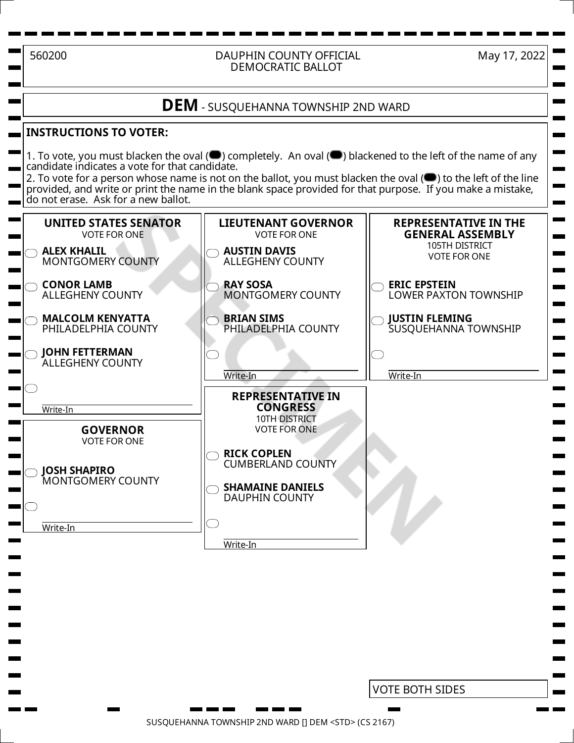560200

DAUPHIN COUNTY OFFICIAL
DEMOCRATIC BALLOT

May 17, 2022

# DEM - SUSQUEHANNA TOWNSHIP 2ND WARD

**INSTRUCTIONS TO VOTER:**

1. To vote, you must blacken the oval (⬬) completely. An oval (⬬) blackened to the left of the name of any candidate indicates a vote for that candidate.
2. To vote for a person whose name is not on the ballot, you must blacken the oval (⬬) to the left of the line provided, and write or print the name in the blank space provided for that purpose. If you make a mistake, do not erase. Ask for a new ballot.

## UNITED STATES SENATOR
VOTE FOR ONE

- ⬭ **ALEX KHALIL** MONTGOMERY COUNTY
- ⬭ **CONOR LAMB** ALLEGHENY COUNTY
- ⬭ **MALCOLM KENYATTA** PHILADELPHIA COUNTY
- ⬭ **JOHN FETTERMAN** ALLEGHENY COUNTY
- ⬭ ____________ Write-In

## GOVERNOR
VOTE FOR ONE

- ⬭ **JOSH SHAPIRO** MONTGOMERY COUNTY
- ⬭ ____________ Write-In

## LIEUTENANT GOVERNOR
VOTE FOR ONE

- ⬭ **AUSTIN DAVIS** ALLEGHENY COUNTY
- ⬭ **RAY SOSA** MONTGOMERY COUNTY
- ⬭ **BRIAN SIMS** PHILADELPHIA COUNTY
- ⬭ ____________ Write-In

## REPRESENTATIVE IN CONGRESS
10TH DISTRICT
VOTE FOR ONE

- ⬭ **RICK COPLEN** CUMBERLAND COUNTY
- ⬭ **SHAMAINE DANIELS** DAUPHIN COUNTY
- ⬭ ____________ Write-In

## REPRESENTATIVE IN THE GENERAL ASSEMBLY
105TH DISTRICT
VOTE FOR ONE

- ⬭ **ERIC EPSTEIN** LOWER PAXTON TOWNSHIP
- ⬭ **JUSTIN FLEMING** SUSQUEHANNA TOWNSHIP
- ⬭ ____________ Write-In

VOTE BOTH SIDES

SUSQUEHANNA TOWNSHIP 2ND WARD [] DEM <STD> (CS 2167)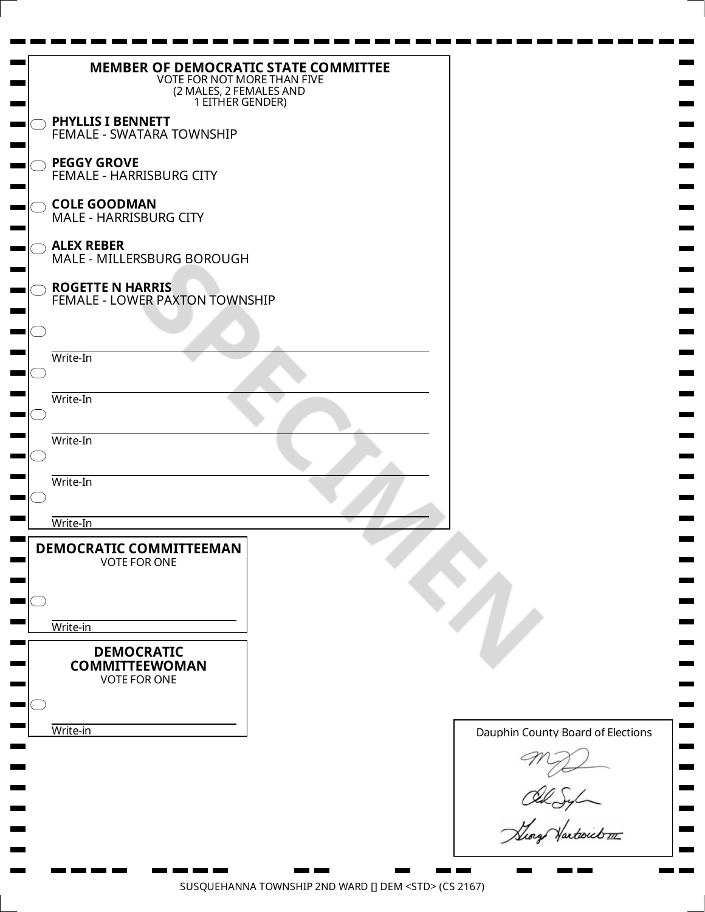## MEMBER OF DEMOCRATIC STATE COMMITTEE

VOTE FOR NOT MORE THAN FIVE
(2 MALES, 2 FEMALES AND
1 EITHER GENDER)

- **PHYLLIS I BENNETT**
  FEMALE - SWATARA TOWNSHIP
- **PEGGY GROVE**
  FEMALE - HARRISBURG CITY
- **COLE GOODMAN**
  MALE - HARRISBURG CITY
- **ALEX REBER**
  MALE - MILLERSBURG BOROUGH
- **ROGETTE N HARRIS**
  FEMALE - LOWER PAXTON TOWNSHIP
- Write-In
- Write-In
- Write-In
- Write-In
- Write-In

## DEMOCRATIC COMMITTEEMAN

VOTE FOR ONE

- Write-in

## DEMOCRATIC COMMITTEEWOMAN

VOTE FOR ONE

- Write-in

SPECIMEN

Dauphin County Board of Elections

SUSQUEHANNA TOWNSHIP 2ND WARD [] DEM <STD> (CS 2167)